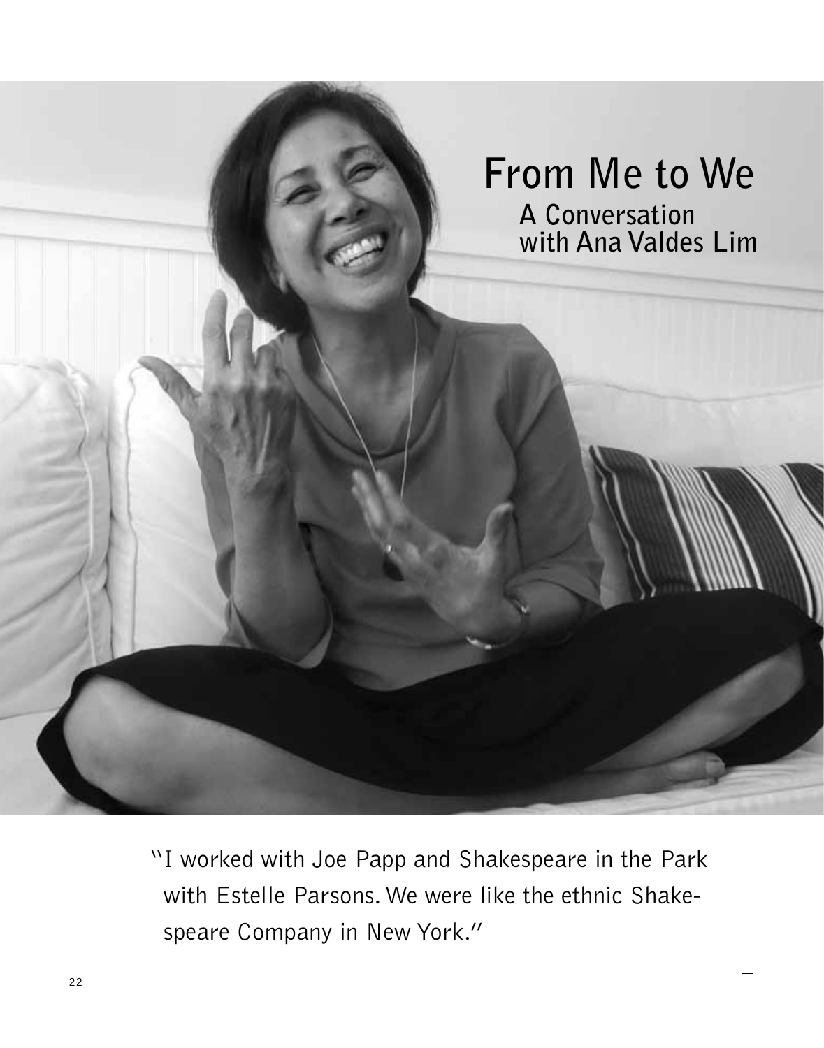# From Me to We

## A Conversation with Ana Valdes Lim

"I worked with Joe Papp and Shakespeare in the Park with Estelle Parsons. We were like the ethnic Shakespeare Company in New York."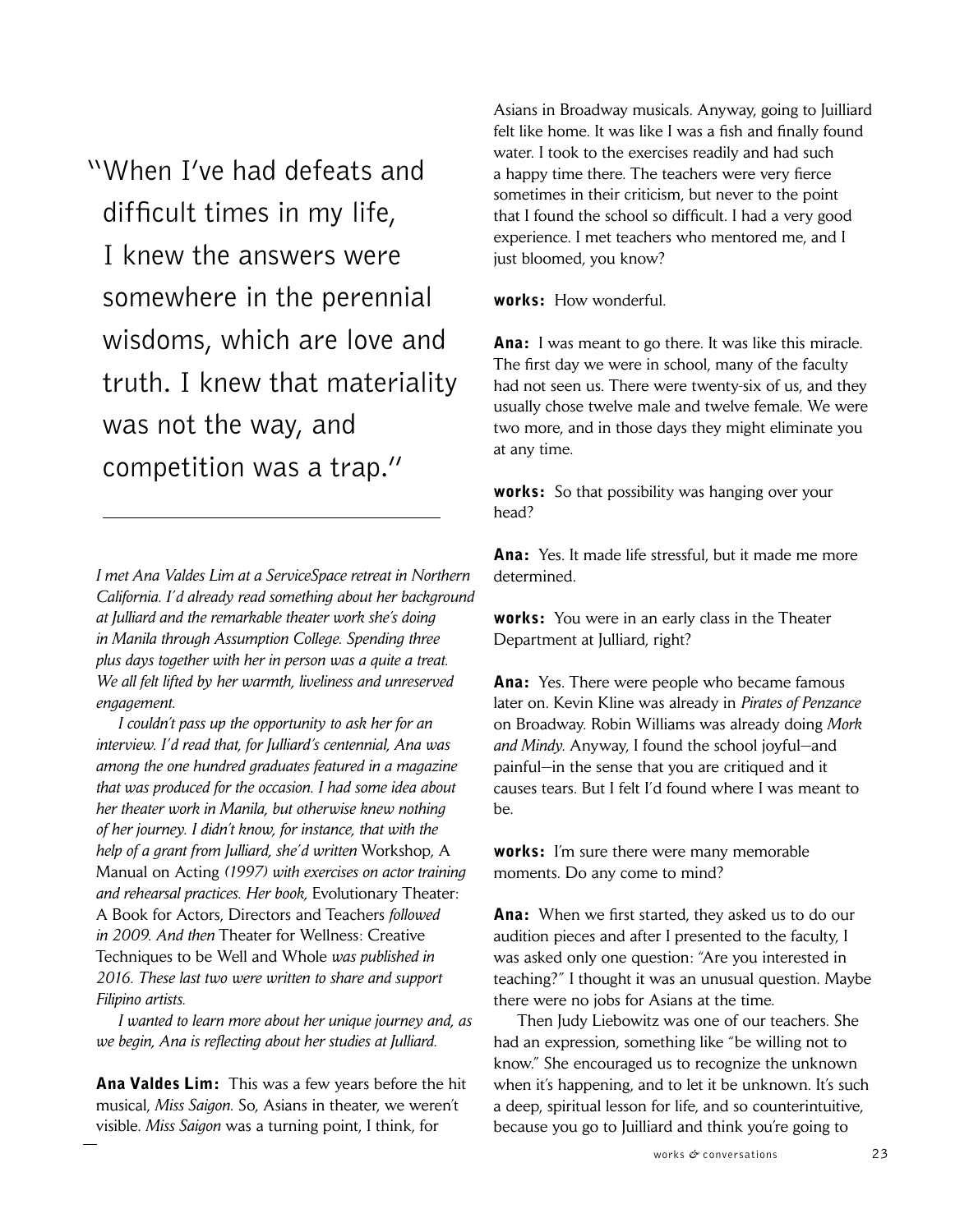"When I've had defeats and difficult times in my life, I knew the answers were somewhere in the perennial wisdoms, which are love and truth. I knew that materiality was not the way, and competition was a trap."

---

*I met Ana Valdes Lim at a ServiceSpace retreat in Northern California. I'd already read something about her background at Julliard and the remarkable theater work she's doing in Manila through Assumption College. Spending three plus days together with her in person was a quite a treat. We all felt lifted by her warmth, liveliness and unreserved engagement.*

*I couldn't pass up the opportunity to ask her for an interview. I'd read that, for Julliard's centennial, Ana was among the one hundred graduates featured in a magazine that was produced for the occasion. I had some idea about her theater work in Manila, but otherwise knew nothing of her journey. I didn't know, for instance, that with the help of a grant from Julliard, she'd written* Workshop, A Manual on Acting *(1997) with exercises on actor training and rehearsal practices. Her book,* Evolutionary Theater: A Book for Actors, Directors and Teachers *followed in 2009. And then* Theater for Wellness: Creative Techniques to be Well and Whole *was published in 2016. These last two were written to share and support Filipino artists.*

*I wanted to learn more about her unique journey and, as we begin, Ana is reflecting about her studies at Julliard.*

**Ana Valdes Lim:** This was a few years before the hit musical, *Miss Saigon.* So, Asians in theater, we weren't visible. *Miss Saigon* was a turning point, I think, for Asians in Broadway musicals. Anyway, going to Juilliard felt like home. It was like I was a fish and finally found water. I took to the exercises readily and had such a happy time there. The teachers were very fierce sometimes in their criticism, but never to the point that I found the school so difficult. I had a very good experience. I met teachers who mentored me, and I just bloomed, you know?

**works:** How wonderful.

**Ana:** I was meant to go there. It was like this miracle. The first day we were in school, many of the faculty had not seen us. There were twenty-six of us, and they usually chose twelve male and twelve female. We were two more, and in those days they might eliminate you at any time.

**works:** So that possibility was hanging over your head?

**Ana:** Yes. It made life stressful, but it made me more determined.

**works:** You were in an early class in the Theater Department at Julliard, right?

**Ana:** Yes. There were people who became famous later on. Kevin Kline was already in *Pirates of Penzance* on Broadway. Robin Williams was already doing *Mork and Mindy.* Anyway, I found the school joyful—and painful—in the sense that you are critiqued and it causes tears. But I felt I'd found where I was meant to be.

**works:** I'm sure there were many memorable moments. Do any come to mind?

**Ana:** When we first started, they asked us to do our audition pieces and after I presented to the faculty, I was asked only one question: "Are you interested in teaching?" I thought it was an unusual question. Maybe there were no jobs for Asians at the time.

Then Judy Liebowitz was one of our teachers. She had an expression, something like "be willing not to know." She encouraged us to recognize the unknown when it's happening, and to let it be unknown. It's such a deep, spiritual lesson for life, and so counterintuitive, because you go to Juilliard and think you're going to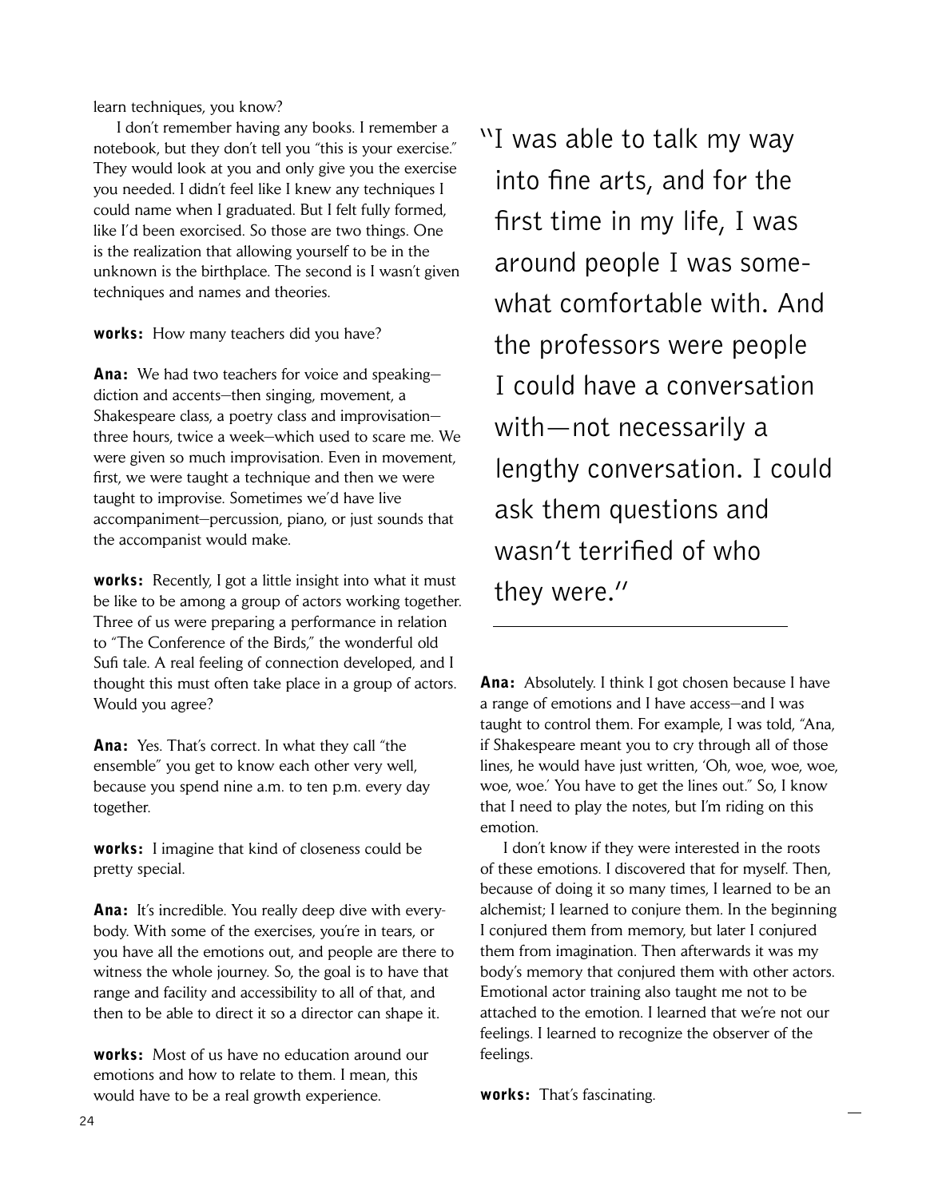learn techniques, you know?

I don't remember having any books. I remember a notebook, but they don't tell you "this is your exercise." They would look at you and only give you the exercise you needed. I didn't feel like I knew any techniques I could name when I graduated. But I felt fully formed, like I'd been exorcised. So those are two things. One is the realization that allowing yourself to be in the unknown is the birthplace. The second is I wasn't given techniques and names and theories.

**works:** How many teachers did you have?

**Ana:** We had two teachers for voice and speaking—diction and accents—then singing, movement, a Shakespeare class, a poetry class and improvisation—three hours, twice a week—which used to scare me. We were given so much improvisation. Even in movement, first, we were taught a technique and then we were taught to improvise. Sometimes we'd have live accompaniment—percussion, piano, or just sounds that the accompanist would make.

**works:** Recently, I got a little insight into what it must be like to be among a group of actors working together. Three of us were preparing a performance in relation to "The Conference of the Birds," the wonderful old Sufi tale. A real feeling of connection developed, and I thought this must often take place in a group of actors. Would you agree?

**Ana:** Yes. That's correct. In what they call "the ensemble" you get to know each other very well, because you spend nine a.m. to ten p.m. every day together.

**works:** I imagine that kind of closeness could be pretty special.

**Ana:** It's incredible. You really deep dive with everybody. With some of the exercises, you're in tears, or you have all the emotions out, and people are there to witness the whole journey. So, the goal is to have that range and facility and accessibility to all of that, and then to be able to direct it so a director can shape it.

**works:** Most of us have no education around our emotions and how to relate to them. I mean, this would have to be a real growth experience.

> "I was able to talk my way into fine arts, and for the first time in my life, I was around people I was somewhat comfortable with. And the professors were people I could have a conversation with—not necessarily a lengthy conversation. I could ask them questions and wasn't terrified of who they were."

**Ana:** Absolutely. I think I got chosen because I have a range of emotions and I have access—and I was taught to control them. For example, I was told, "Ana, if Shakespeare meant you to cry through all of those lines, he would have just written, 'Oh, woe, woe, woe, woe, woe.' You have to get the lines out." So, I know that I need to play the notes, but I'm riding on this emotion.

I don't know if they were interested in the roots of these emotions. I discovered that for myself. Then, because of doing it so many times, I learned to be an alchemist; I learned to conjure them. In the beginning I conjured them from memory, but later I conjured them from imagination. Then afterwards it was my body's memory that conjured them with other actors. Emotional actor training also taught me not to be attached to the emotion. I learned that we're not our feelings. I learned to recognize the observer of the feelings.

**works:** That's fascinating.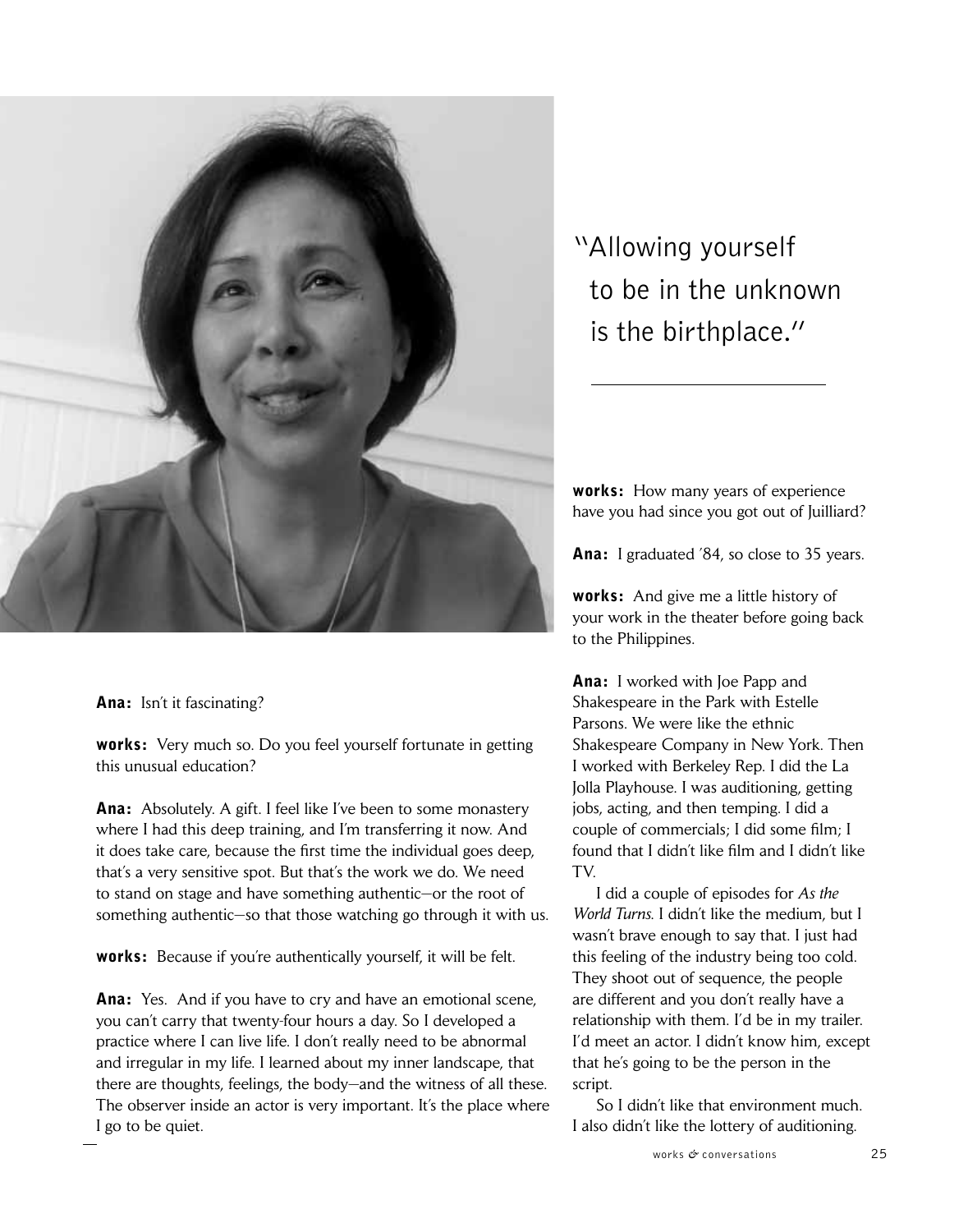"Allowing yourself to be in the unknown is the birthplace."

**Ana:** Isn't it fascinating?

**works:** Very much so. Do you feel yourself fortunate in getting this unusual education?

**Ana:** Absolutely. A gift. I feel like I've been to some monastery where I had this deep training, and I'm transferring it now. And it does take care, because the first time the individual goes deep, that's a very sensitive spot. But that's the work we do. We need to stand on stage and have something authentic—or the root of something authentic—so that those watching go through it with us.

**works:** Because if you're authentically yourself, it will be felt.

**Ana:** Yes. And if you have to cry and have an emotional scene, you can't carry that twenty-four hours a day. So I developed a practice where I can live life. I don't really need to be abnormal and irregular in my life. I learned about my inner landscape, that there are thoughts, feelings, the body—and the witness of all these. The observer inside an actor is very important. It's the place where I go to be quiet.

**works:** How many years of experience have you had since you got out of Juilliard?

**Ana:** I graduated '84, so close to 35 years.

**works:** And give me a little history of your work in the theater before going back to the Philippines.

**Ana:** I worked with Joe Papp and Shakespeare in the Park with Estelle Parsons. We were like the ethnic Shakespeare Company in New York. Then I worked with Berkeley Rep. I did the La Jolla Playhouse. I was auditioning, getting jobs, acting, and then temping. I did a couple of commercials; I did some film; I found that I didn't like film and I didn't like TV.

I did a couple of episodes for *As the World Turns*. I didn't like the medium, but I wasn't brave enough to say that. I just had this feeling of the industry being too cold. They shoot out of sequence, the people are different and you don't really have a relationship with them. I'd be in my trailer. I'd meet an actor. I didn't know him, except that he's going to be the person in the script.

So I didn't like that environment much. I also didn't like the lottery of auditioning.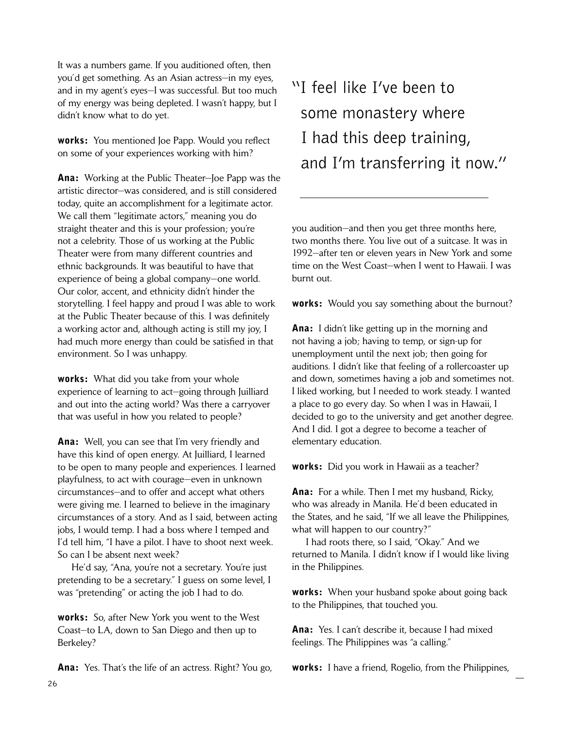It was a numbers game. If you auditioned often, then you'd get something. As an Asian actress—in my eyes, and in my agent's eyes—I was successful. But too much of my energy was being depleted. I wasn't happy, but I didn't know what to do yet.

**works:** You mentioned Joe Papp. Would you reflect on some of your experiences working with him?

**Ana:** Working at the Public Theater—Joe Papp was the artistic director—was considered, and is still considered today, quite an accomplishment for a legitimate actor. We call them "legitimate actors," meaning you do straight theater and this is your profession; you're not a celebrity. Those of us working at the Public Theater were from many different countries and ethnic backgrounds. It was beautiful to have that experience of being a global company—one world. Our color, accent, and ethnicity didn't hinder the storytelling. I feel happy and proud I was able to work at the Public Theater because of this. I was definitely a working actor and, although acting is still my joy, I had much more energy than could be satisfied in that environment. So I was unhappy.

**works:** What did you take from your whole experience of learning to act—going through Juilliard and out into the acting world? Was there a carryover that was useful in how you related to people?

**Ana:** Well, you can see that I'm very friendly and have this kind of open energy. At Juilliard, I learned to be open to many people and experiences. I learned playfulness, to act with courage—even in unknown circumstances—and to offer and accept what others were giving me. I learned to believe in the imaginary circumstances of a story. And as I said, between acting jobs, I would temp. I had a boss where I temped and I'd tell him, "I have a pilot. I have to shoot next week. So can I be absent next week?

He'd say, "Ana, you're not a secretary. You're just pretending to be a secretary." I guess on some level, I was "pretending" or acting the job I had to do.

**works:** So, after New York you went to the West Coast—to LA, down to San Diego and then up to Berkeley?

**Ana:** Yes. That's the life of an actress. Right? You go, you audition—and then you get three months here, two months there. You live out of a suitcase. It was in 1992—after ten or eleven years in New York and some time on the West Coast—when I went to Hawaii. I was burnt out.

> "I feel like I've been to some monastery where I had this deep training, and I'm transferring it now."

**works:** Would you say something about the burnout?

**Ana:** I didn't like getting up in the morning and not having a job; having to temp, or sign-up for unemployment until the next job; then going for auditions. I didn't like that feeling of a rollercoaster up and down, sometimes having a job and sometimes not. I liked working, but I needed to work steady. I wanted a place to go every day. So when I was in Hawaii, I decided to go to the university and get another degree. And I did. I got a degree to become a teacher of elementary education.

**works:** Did you work in Hawaii as a teacher?

**Ana:** For a while. Then I met my husband, Ricky, who was already in Manila. He'd been educated in the States, and he said, "If we all leave the Philippines, what will happen to our country?"

I had roots there, so I said, "Okay." And we returned to Manila. I didn't know if I would like living in the Philippines.

**works:** When your husband spoke about going back to the Philippines, that touched you.

**Ana:** Yes. I can't describe it, because I had mixed feelings. The Philippines was "a calling."

**works:** I have a friend, Rogelio, from the Philippines,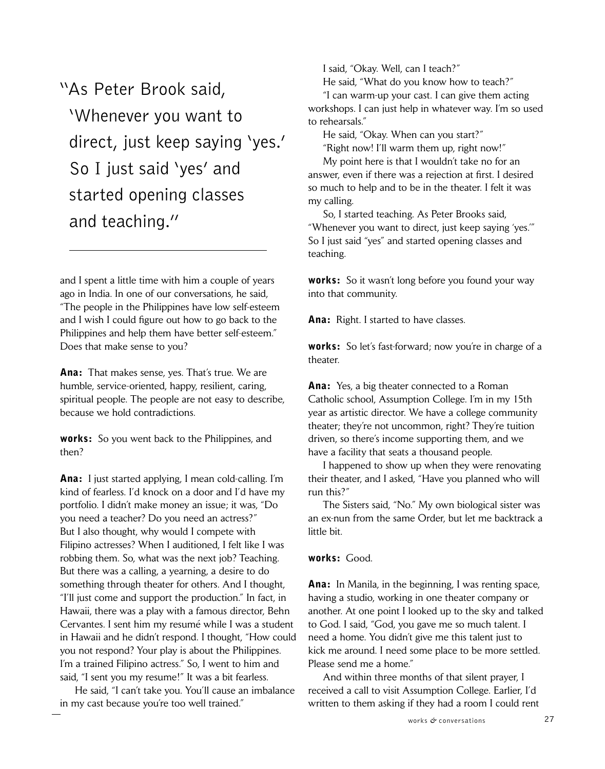"As Peter Brook said, 'Whenever you want to direct, just keep saying 'yes.' So I just said 'yes' and started opening classes and teaching."

and I spent a little time with him a couple of years ago in India. In one of our conversations, he said, "The people in the Philippines have low self-esteem and I wish I could figure out how to go back to the Philippines and help them have better self-esteem." Does that make sense to you?

**Ana:** That makes sense, yes. That's true. We are humble, service-oriented, happy, resilient, caring, spiritual people. The people are not easy to describe, because we hold contradictions.

**works:** So you went back to the Philippines, and then?

**Ana:** I just started applying, I mean cold-calling. I'm kind of fearless. I'd knock on a door and I'd have my portfolio. I didn't make money an issue; it was, "Do you need a teacher? Do you need an actress?" But I also thought, why would I compete with Filipino actresses? When I auditioned, I felt like I was robbing them. So, what was the next job? Teaching. But there was a calling, a yearning, a desire to do something through theater for others. And I thought, "I'll just come and support the production." In fact, in Hawaii, there was a play with a famous director, Behn Cervantes. I sent him my resumé while I was a student in Hawaii and he didn't respond. I thought, "How could you not respond? Your play is about the Philippines. I'm a trained Filipino actress." So, I went to him and said, "I sent you my resume!" It was a bit fearless.

He said, "I can't take you. You'll cause an imbalance in my cast because you're too well trained."

I said, "Okay. Well, can I teach?"

He said, "What do you know how to teach?"

"I can warm-up your cast. I can give them acting workshops. I can just help in whatever way. I'm so used to rehearsals."

He said, "Okay. When can you start?"

"Right now! I'll warm them up, right now!"

My point here is that I wouldn't take no for an answer, even if there was a rejection at first. I desired so much to help and to be in the theater. I felt it was my calling.

So, I started teaching. As Peter Brooks said, "Whenever you want to direct, just keep saying 'yes.'" So I just said "yes" and started opening classes and teaching.

**works:** So it wasn't long before you found your way into that community.

**Ana:** Right. I started to have classes.

**works:** So let's fast-forward; now you're in charge of a theater.

**Ana:** Yes, a big theater connected to a Roman Catholic school, Assumption College. I'm in my 15th year as artistic director. We have a college community theater; they're not uncommon, right? They're tuition driven, so there's income supporting them, and we have a facility that seats a thousand people.

I happened to show up when they were renovating their theater, and I asked, "Have you planned who will run this?"

The Sisters said, "No." My own biological sister was an ex-nun from the same Order, but let me backtrack a little bit.

**works:** Good.

**Ana:** In Manila, in the beginning, I was renting space, having a studio, working in one theater company or another. At one point I looked up to the sky and talked to God. I said, "God, you gave me so much talent. I need a home. You didn't give me this talent just to kick me around. I need some place to be more settled. Please send me a home."

And within three months of that silent prayer, I received a call to visit Assumption College. Earlier, I'd written to them asking if they had a room I could rent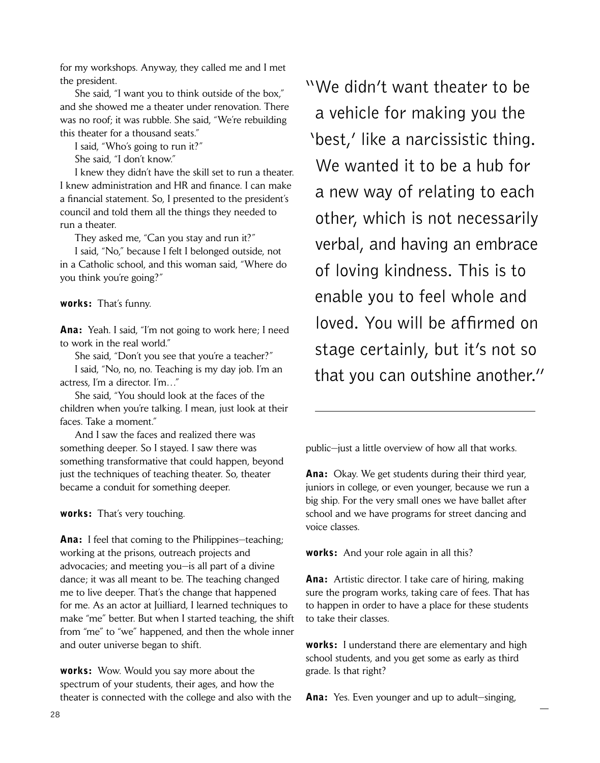for my workshops. Anyway, they called me and I met the president.

She said, "I want you to think outside of the box," and she showed me a theater under renovation. There was no roof; it was rubble. She said, "We're rebuilding this theater for a thousand seats."

I said, "Who's going to run it?"

She said, "I don't know."

I knew they didn't have the skill set to run a theater. I knew administration and HR and finance. I can make a financial statement. So, I presented to the president's council and told them all the things they needed to run a theater.

They asked me, "Can you stay and run it?"

I said, "No," because I felt I belonged outside, not in a Catholic school, and this woman said, "Where do you think you're going?"

**works:** That's funny.

**Ana:** Yeah. I said, "I'm not going to work here; I need to work in the real world."

She said, "Don't you see that you're a teacher?"

I said, "No, no, no. Teaching is my day job. I'm an actress, I'm a director. I'm…"

She said, "You should look at the faces of the children when you're talking. I mean, just look at their faces. Take a moment."

And I saw the faces and realized there was something deeper. So I stayed. I saw there was something transformative that could happen, beyond just the techniques of teaching theater. So, theater became a conduit for something deeper.

**works:** That's very touching.

**Ana:** I feel that coming to the Philippines—teaching; working at the prisons, outreach projects and advocacies; and meeting you—is all part of a divine dance; it was all meant to be. The teaching changed me to live deeper. That's the change that happened for me. As an actor at Juilliard, I learned techniques to make "me" better. But when I started teaching, the shift from "me" to "we" happened, and then the whole inner and outer universe began to shift.

**works:** Wow. Would you say more about the spectrum of your students, their ages, and how the theater is connected with the college and also with the public—just a little overview of how all that works.

> "We didn't want theater to be a vehicle for making you the 'best,' like a narcissistic thing. We wanted it to be a hub for a new way of relating to each other, which is not necessarily verbal, and having an embrace of loving kindness. This is to enable you to feel whole and loved. You will be affirmed on stage certainly, but it's not so that you can outshine another."

**Ana:** Okay. We get students during their third year, juniors in college, or even younger, because we run a big ship. For the very small ones we have ballet after school and we have programs for street dancing and voice classes.

**works:** And your role again in all this?

**Ana:** Artistic director. I take care of hiring, making sure the program works, taking care of fees. That has to happen in order to have a place for these students to take their classes.

**works:** I understand there are elementary and high school students, and you get some as early as third grade. Is that right?

**Ana:** Yes. Even younger and up to adult—singing,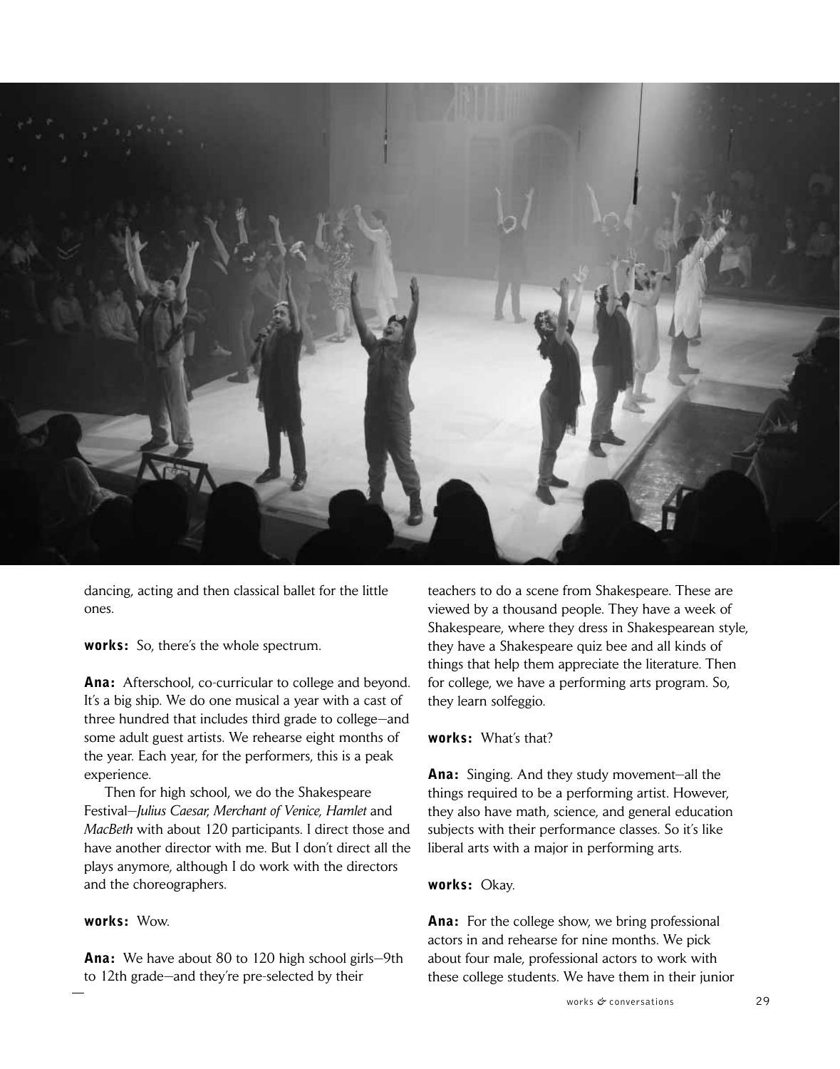dancing, acting and then classical ballet for the little ones.

**works:** So, there's the whole spectrum.

**Ana:** Afterschool, co-curricular to college and beyond. It's a big ship. We do one musical a year with a cast of three hundred that includes third grade to college—and some adult guest artists. We rehearse eight months of the year. Each year, for the performers, this is a peak experience.

Then for high school, we do the Shakespeare Festival—*Julius Caesar*, *Merchant of Venice*, *Hamlet* and *MacBeth* with about 120 participants. I direct those and have another director with me. But I don't direct all the plays anymore, although I do work with the directors and the choreographers.

**works:** Wow.

**Ana:** We have about 80 to 120 high school girls—9th to 12th grade—and they're pre-selected by their teachers to do a scene from Shakespeare. These are viewed by a thousand people. They have a week of Shakespeare, where they dress in Shakespearean style, they have a Shakespeare quiz bee and all kinds of things that help them appreciate the literature. Then for college, we have a performing arts program. So, they learn solfeggio.

**works:** What's that?

**Ana:** Singing. And they study movement—all the things required to be a performing artist. However, they also have math, science, and general education subjects with their performance classes. So it's like liberal arts with a major in performing arts.

**works:** Okay.

**Ana:** For the college show, we bring professional actors in and rehearse for nine months. We pick about four male, professional actors to work with these college students. We have them in their junior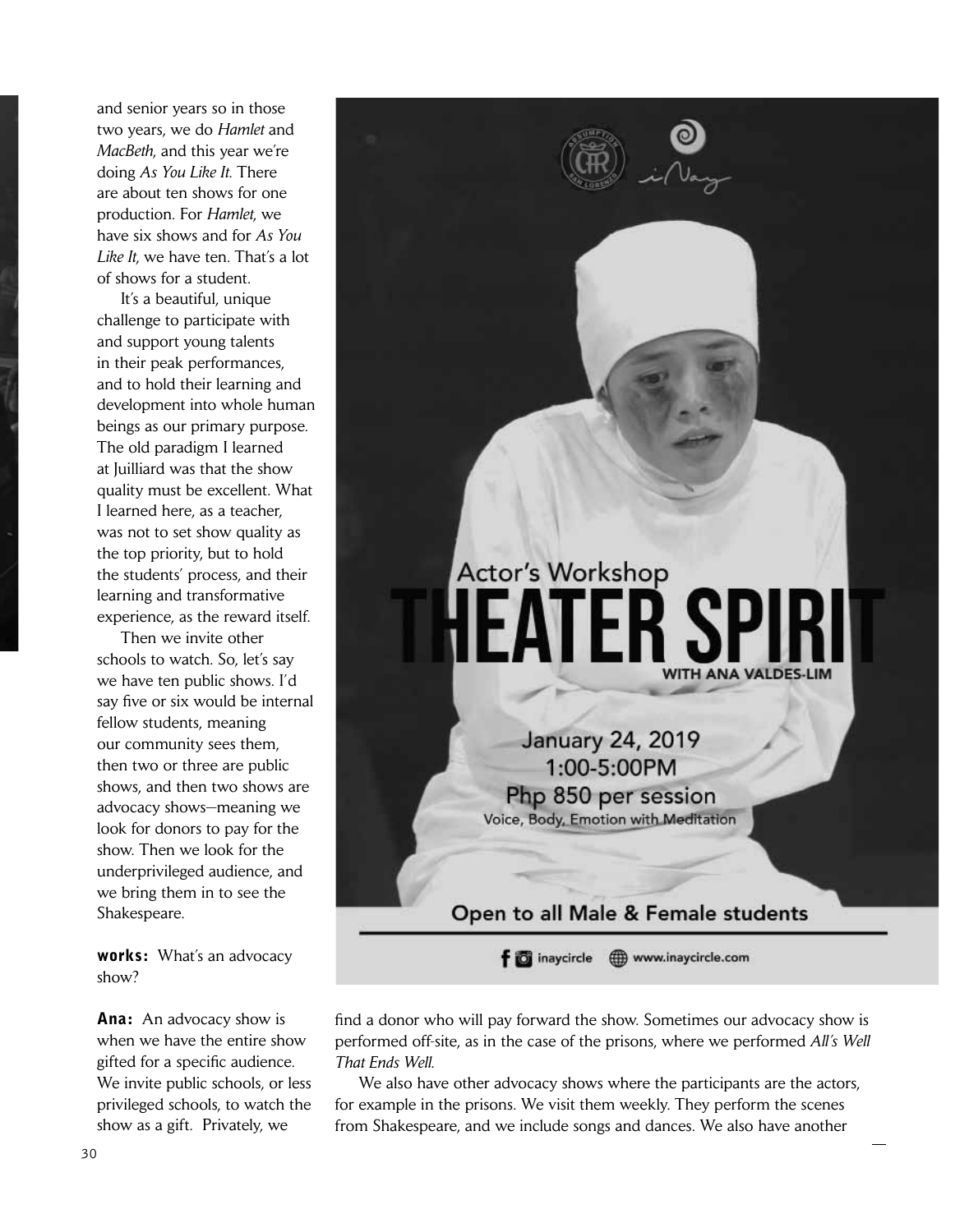and senior years so in those two years, we do *Hamlet* and *MacBeth*, and this year we're doing *As You Like It*. There are about ten shows for one production. For *Hamlet*, we have six shows and for *As You Like It*, we have ten. That's a lot of shows for a student.

It's a beautiful, unique challenge to participate with and support young talents in their peak performances, and to hold their learning and development into whole human beings as our primary purpose. The old paradigm I learned at Juilliard was that the show quality must be excellent. What I learned here, as a teacher, was not to set show quality as the top priority, but to hold the students' process, and their learning and transformative experience, as the reward itself.

Then we invite other schools to watch. So, let's say we have ten public shows. I'd say five or six would be internal fellow students, meaning our community sees them, then two or three are public shows, and then two shows are advocacy shows—meaning we look for donors to pay for the show. Then we look for the underprivileged audience, and we bring them in to see the Shakespeare.

Actor's Workshop

THEATER SPIRIT

WITH ANA VALDES-LIM

January 24, 2019
1:00-5:00PM
Php 850 per session
Voice, Body, Emotion with Meditation

Open to all Male & Female students

inaycircle www.inaycircle.com

**works:** What's an advocacy show?

**Ana:** An advocacy show is when we have the entire show gifted for a specific audience. We invite public schools, or less privileged schools, to watch the show as a gift. Privately, we find a donor who will pay forward the show. Sometimes our advocacy show is performed off-site, as in the case of the prisons, where we performed *All's Well That Ends Well*.

We also have other advocacy shows where the participants are the actors, for example in the prisons. We visit them weekly. They perform the scenes from Shakespeare, and we include songs and dances. We also have another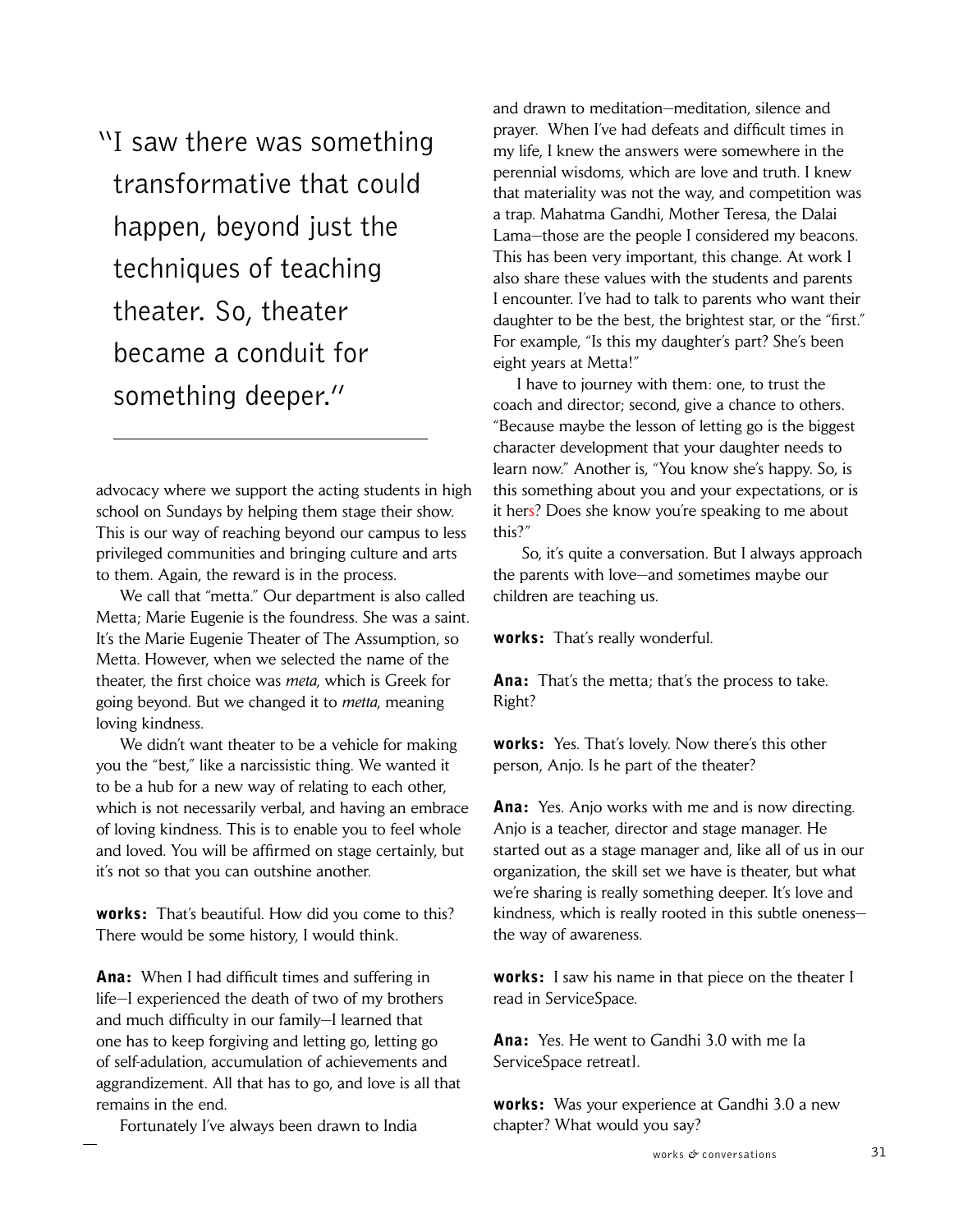> "I saw there was something transformative that could happen, beyond just the techniques of teaching theater. So, theater became a conduit for something deeper."

advocacy where we support the acting students in high school on Sundays by helping them stage their show. This is our way of reaching beyond our campus to less privileged communities and bringing culture and arts to them. Again, the reward is in the process.

We call that "metta." Our department is also called Metta; Marie Eugenie is the foundress. She was a saint. It's the Marie Eugenie Theater of The Assumption, so Metta. However, when we selected the name of the theater, the first choice was *meta*, which is Greek for going beyond. But we changed it to *metta*, meaning loving kindness.

We didn't want theater to be a vehicle for making you the "best," like a narcissistic thing. We wanted it to be a hub for a new way of relating to each other, which is not necessarily verbal, and having an embrace of loving kindness. This is to enable you to feel whole and loved. You will be affirmed on stage certainly, but it's not so that you can outshine another.

**works:** That's beautiful. How did you come to this? There would be some history, I would think.

**Ana:** When I had difficult times and suffering in life—I experienced the death of two of my brothers and much difficulty in our family—I learned that one has to keep forgiving and letting go, letting go of self-adulation, accumulation of achievements and aggrandizement. All that has to go, and love is all that remains in the end.

Fortunately I've always been drawn to India and drawn to meditation—meditation, silence and prayer. When I've had defeats and difficult times in my life, I knew the answers were somewhere in the perennial wisdoms, which are love and truth. I knew that materiality was not the way, and competition was a trap. Mahatma Gandhi, Mother Teresa, the Dalai Lama—those are the people I considered my beacons. This has been very important, this change. At work I also share these values with the students and parents I encounter. I've had to talk to parents who want their daughter to be the best, the brightest star, or the "first." For example, "Is this my daughter's part? She's been eight years at Metta!"

I have to journey with them: one, to trust the coach and director; second, give a chance to others. "Because maybe the lesson of letting go is the biggest character development that your daughter needs to learn now." Another is, "You know she's happy. So, is this something about you and your expectations, or is it hers? Does she know you're speaking to me about this?"

So, it's quite a conversation. But I always approach the parents with love—and sometimes maybe our children are teaching us.

**works:** That's really wonderful.

**Ana:** That's the metta; that's the process to take. Right?

**works:** Yes. That's lovely. Now there's this other person, Anjo. Is he part of the theater?

**Ana:** Yes. Anjo works with me and is now directing. Anjo is a teacher, director and stage manager. He started out as a stage manager and, like all of us in our organization, the skill set we have is theater, but what we're sharing is really something deeper. It's love and kindness, which is really rooted in this subtle oneness—the way of awareness.

**works:** I saw his name in that piece on the theater I read in ServiceSpace.

**Ana:** Yes. He went to Gandhi 3.0 with me [a ServiceSpace retreat].

**works:** Was your experience at Gandhi 3.0 a new chapter? What would you say?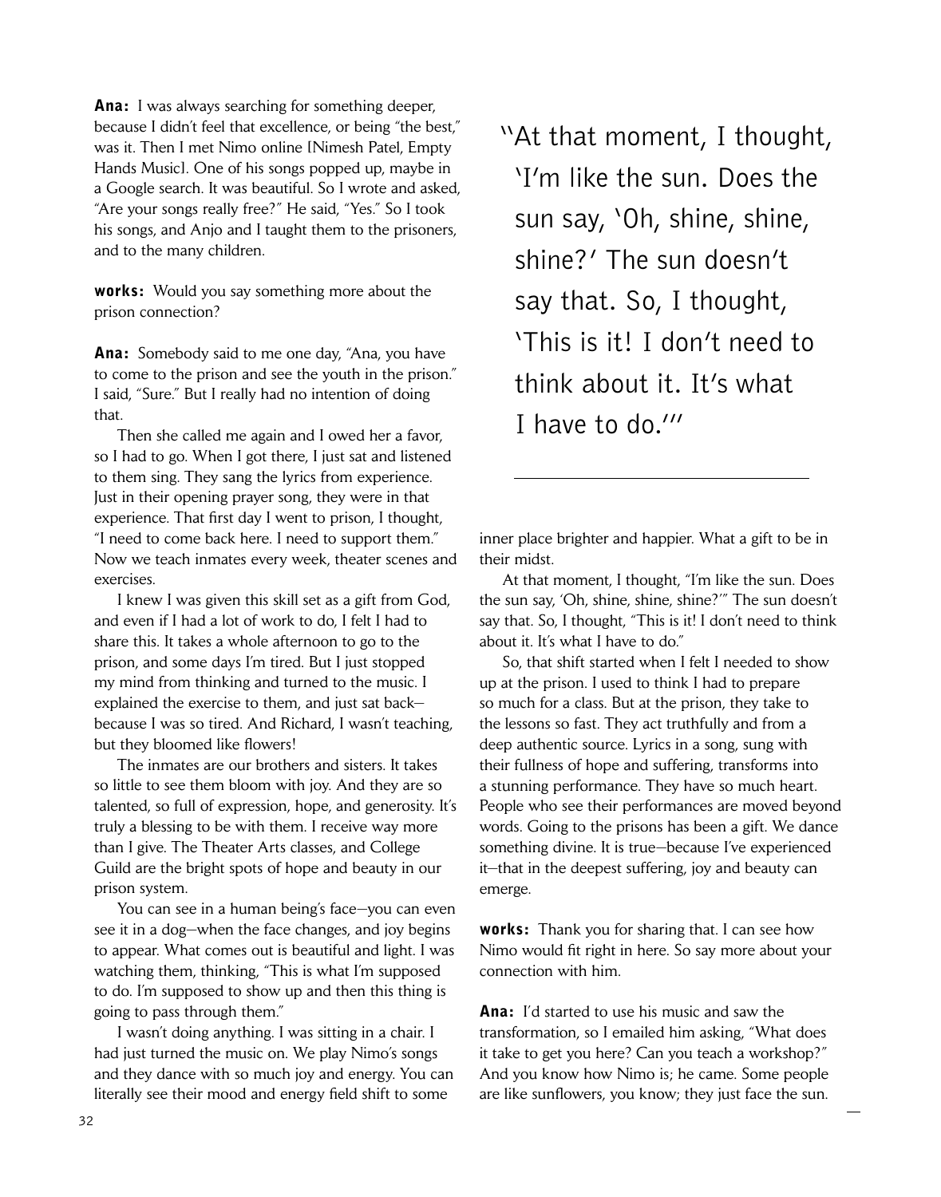**Ana:** I was always searching for something deeper, because I didn't feel that excellence, or being "the best," was it. Then I met Nimo online [Nimesh Patel, Empty Hands Music]. One of his songs popped up, maybe in a Google search. It was beautiful. So I wrote and asked, "Are your songs really free?" He said, "Yes." So I took his songs, and Anjo and I taught them to the prisoners, and to the many children.

**works:** Would you say something more about the prison connection?

**Ana:** Somebody said to me one day, "Ana, you have to come to the prison and see the youth in the prison." I said, "Sure." But I really had no intention of doing that.

Then she called me again and I owed her a favor, so I had to go. When I got there, I just sat and listened to them sing. They sang the lyrics from experience. Just in their opening prayer song, they were in that experience. That first day I went to prison, I thought, "I need to come back here. I need to support them." Now we teach inmates every week, theater scenes and exercises.

I knew I was given this skill set as a gift from God, and even if I had a lot of work to do, I felt I had to share this. It takes a whole afternoon to go to the prison, and some days I'm tired. But I just stopped my mind from thinking and turned to the music. I explained the exercise to them, and just sat back—because I was so tired. And Richard, I wasn't teaching, but they bloomed like flowers!

The inmates are our brothers and sisters. It takes so little to see them bloom with joy. And they are so talented, so full of expression, hope, and generosity. It's truly a blessing to be with them. I receive way more than I give. The Theater Arts classes, and College Guild are the bright spots of hope and beauty in our prison system.

You can see in a human being's face—you can even see it in a dog—when the face changes, and joy begins to appear. What comes out is beautiful and light. I was watching them, thinking, "This is what I'm supposed to do. I'm supposed to show up and then this thing is going to pass through them."

I wasn't doing anything. I was sitting in a chair. I had just turned the music on. We play Nimo's songs and they dance with so much joy and energy. You can literally see their mood and energy field shift to some inner place brighter and happier. What a gift to be in their midst.

> "At that moment, I thought, 'I'm like the sun. Does the sun say, 'Oh, shine, shine, shine?' The sun doesn't say that. So, I thought, 'This is it! I don't need to think about it. It's what I have to do.'"

At that moment, I thought, "I'm like the sun. Does the sun say, 'Oh, shine, shine, shine?'" The sun doesn't say that. So, I thought, "This is it! I don't need to think about it. It's what I have to do."

So, that shift started when I felt I needed to show up at the prison. I used to think I had to prepare so much for a class. But at the prison, they take to the lessons so fast. They act truthfully and from a deep authentic source. Lyrics in a song, sung with their fullness of hope and suffering, transforms into a stunning performance. They have so much heart. People who see their performances are moved beyond words. Going to the prisons has been a gift. We dance something divine. It is true—because I've experienced it—that in the deepest suffering, joy and beauty can emerge.

**works:** Thank you for sharing that. I can see how Nimo would fit right in here. So say more about your connection with him.

**Ana:** I'd started to use his music and saw the transformation, so I emailed him asking, "What does it take to get you here? Can you teach a workshop?" And you know how Nimo is; he came. Some people are like sunflowers, you know; they just face the sun.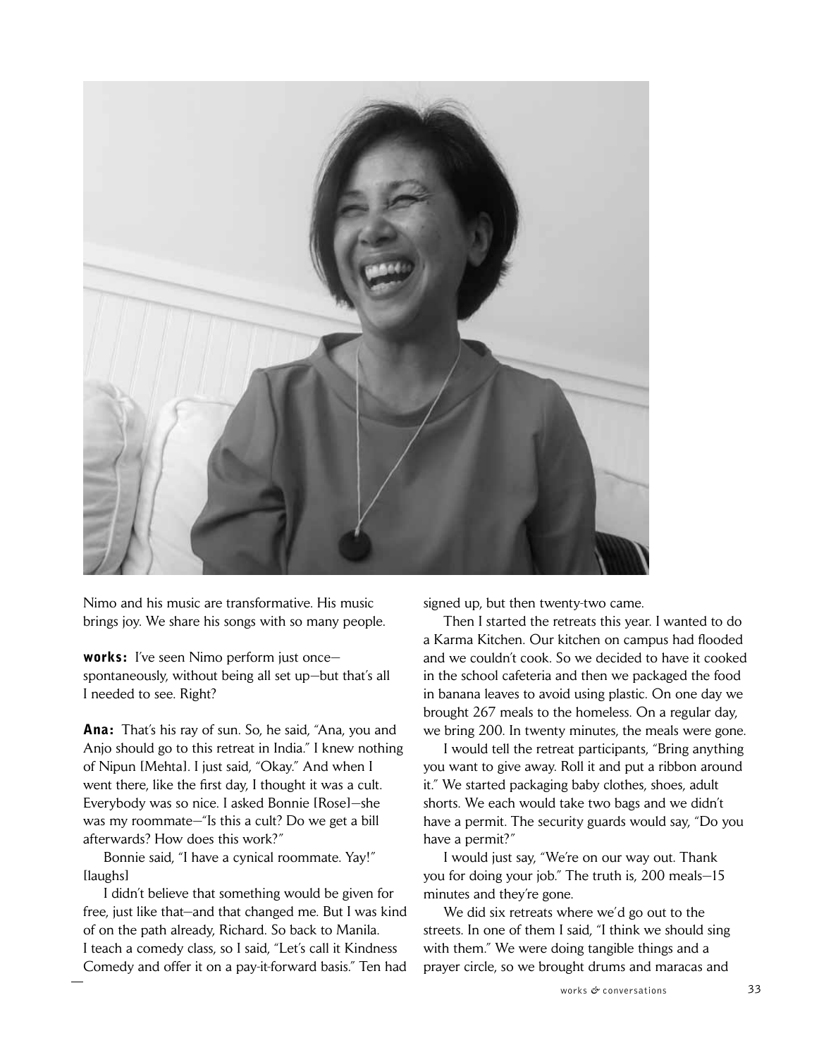Nimo and his music are transformative. His music brings joy. We share his songs with so many people.

**works:** I've seen Nimo perform just once—spontaneously, without being all set up—but that's all I needed to see. Right?

**Ana:** That's his ray of sun. So, he said, "Ana, you and Anjo should go to this retreat in India." I knew nothing of Nipun [Mehta]. I just said, "Okay." And when I went there, like the first day, I thought it was a cult. Everybody was so nice. I asked Bonnie [Rose]—she was my roommate—"Is this a cult? Do we get a bill afterwards? How does this work?"

Bonnie said, "I have a cynical roommate. Yay!" [laughs]

I didn't believe that something would be given for free, just like that—and that changed me. But I was kind of on the path already, Richard. So back to Manila. I teach a comedy class, so I said, "Let's call it Kindness Comedy and offer it on a pay-it-forward basis." Ten had signed up, but then twenty-two came.

Then I started the retreats this year. I wanted to do a Karma Kitchen. Our kitchen on campus had flooded and we couldn't cook. So we decided to have it cooked in the school cafeteria and then we packaged the food in banana leaves to avoid using plastic. On one day we brought 267 meals to the homeless. On a regular day, we bring 200. In twenty minutes, the meals were gone.

I would tell the retreat participants, "Bring anything you want to give away. Roll it and put a ribbon around it." We started packaging baby clothes, shoes, adult shorts. We each would take two bags and we didn't have a permit. The security guards would say, "Do you have a permit?"

I would just say, "We're on our way out. Thank you for doing your job." The truth is, 200 meals—15 minutes and they're gone.

We did six retreats where we'd go out to the streets. In one of them I said, "I think we should sing with them." We were doing tangible things and a prayer circle, so we brought drums and maracas and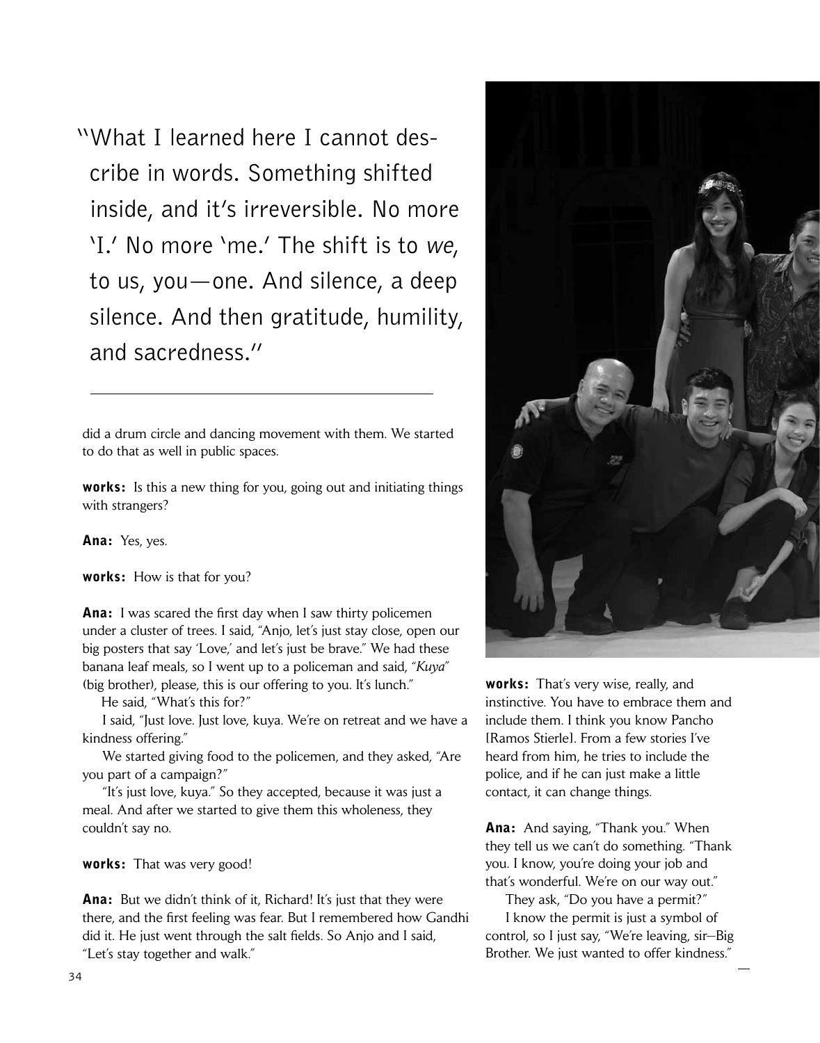"What I learned here I cannot describe in words. Something shifted inside, and it's irreversible. No more 'I.' No more 'me.' The shift is to *we*, to us, you—one. And silence, a deep silence. And then gratitude, humility, and sacredness."

---

did a drum circle and dancing movement with them. We started to do that as well in public spaces.

**works:** Is this a new thing for you, going out and initiating things with strangers?

**Ana:** Yes, yes.

**works:** How is that for you?

**Ana:** I was scared the first day when I saw thirty policemen under a cluster of trees. I said, "Anjo, let's just stay close, open our big posters that say 'Love,' and let's just be brave." We had these banana leaf meals, so I went up to a policeman and said, "*Kuya*" (big brother), please, this is our offering to you. It's lunch."

He said, "What's this for?"

I said, "Just love. Just love, kuya. We're on retreat and we have a kindness offering."

We started giving food to the policemen, and they asked, "Are you part of a campaign?"

"It's just love, kuya." So they accepted, because it was just a meal. And after we started to give them this wholeness, they couldn't say no.

**works:** That was very good!

**Ana:** But we didn't think of it, Richard! It's just that they were there, and the first feeling was fear. But I remembered how Gandhi did it. He just went through the salt fields. So Anjo and I said, "Let's stay together and walk."

**works:** That's very wise, really, and instinctive. You have to embrace them and include them. I think you know Pancho [Ramos Stierle]. From a few stories I've heard from him, he tries to include the police, and if he can just make a little contact, it can change things.

**Ana:** And saying, "Thank you." When they tell us we can't do something. "Thank you. I know, you're doing your job and that's wonderful. We're on our way out."

They ask, "Do you have a permit?"

I know the permit is just a symbol of control, so I just say, "We're leaving, sir—Big Brother. We just wanted to offer kindness."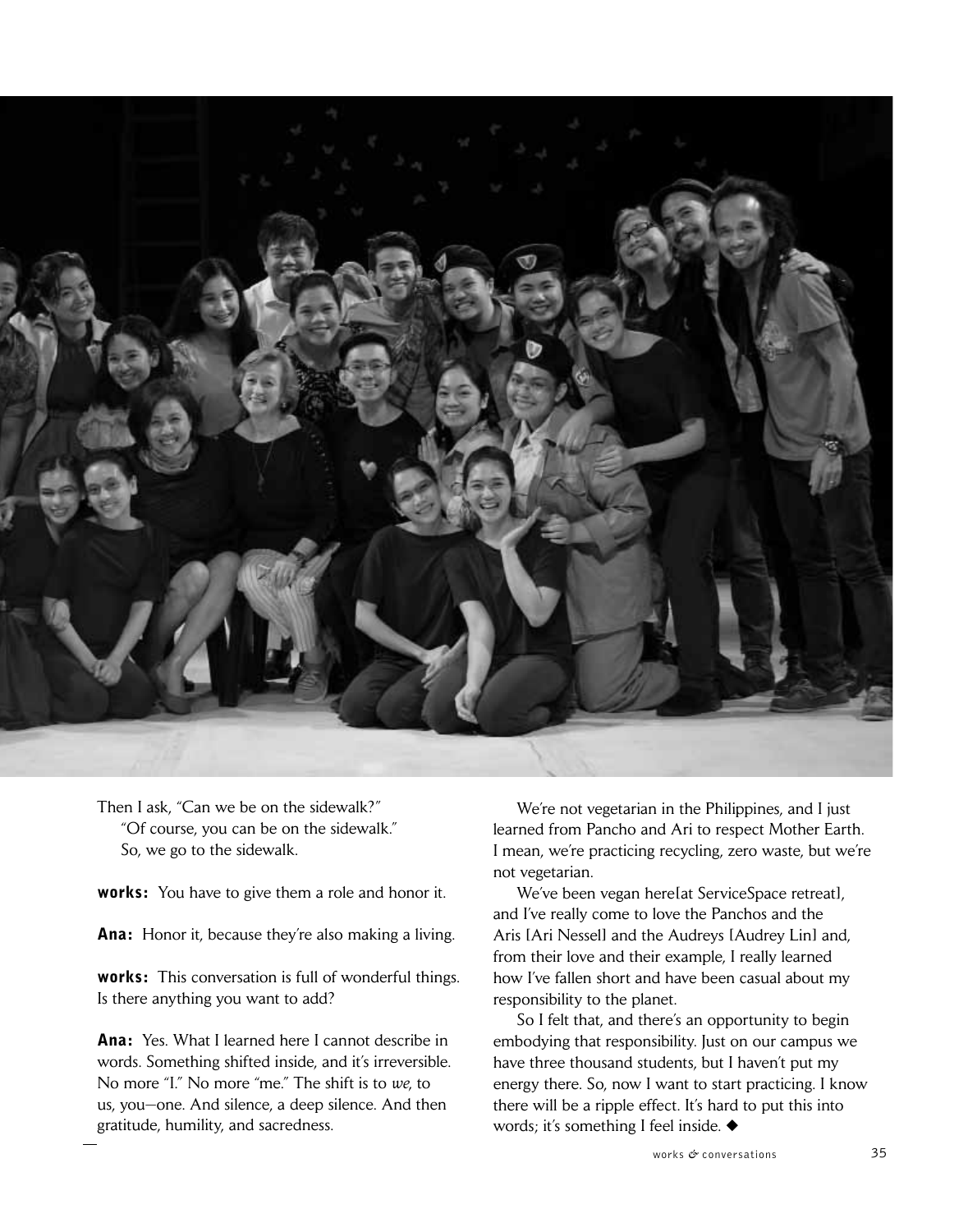Then I ask, "Can we be on the sidewalk?"

"Of course, you can be on the sidewalk."

So, we go to the sidewalk.

**works:** You have to give them a role and honor it.

**Ana:** Honor it, because they're also making a living.

**works:** This conversation is full of wonderful things. Is there anything you want to add?

**Ana:** Yes. What I learned here I cannot describe in words. Something shifted inside, and it's irreversible. No more "I." No more "me." The shift is to *we*, to us, you—one. And silence, a deep silence. And then gratitude, humility, and sacredness.

We're not vegetarian in the Philippines, and I just learned from Pancho and Ari to respect Mother Earth. I mean, we're practicing recycling, zero waste, but we're not vegetarian.

We've been vegan here[at ServiceSpace retreat], and I've really come to love the Panchos and the Aris [Ari Nessel] and the Audreys [Audrey Lin] and, from their love and their example, I really learned how I've fallen short and have been casual about my responsibility to the planet.

So I felt that, and there's an opportunity to begin embodying that responsibility. Just on our campus we have three thousand students, but I haven't put my energy there. So, now I want to start practicing. I know there will be a ripple effect. It's hard to put this into words; it's something I feel inside. ◆